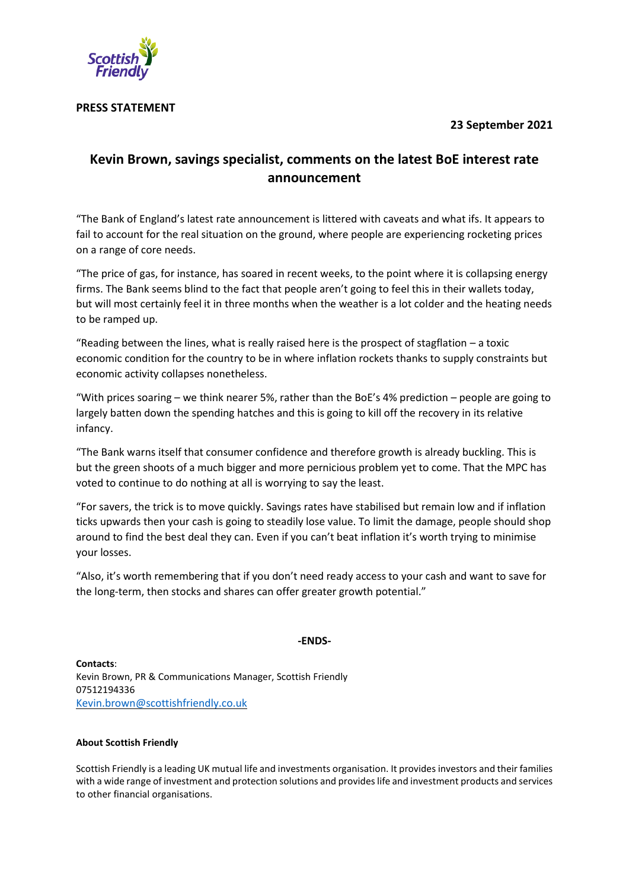**PRESS STATEMENT**

**23 September 2021**

# Kevin Brown, savings specialist, comments on the latest BoE interest rate announcement

"The Bank of England's latest rate announcement is littered with caveats and what ifs. It appears to fail to account for the real situation on the ground, where people are experiencing rocketing prices on a range of core needs.

"The price of gas, for instance, has soared in recent weeks, to the point where it is collapsing energy firms. The Bank seems blind to the fact that people aren't going to feel this in their wallets today, but will most certainly feel it in three months when the weather is a lot colder and the heating needs to be ramped up.

"Reading between the lines, what is really raised here is the prospect of stagflation – a toxic economic condition for the country to be in where inflation rockets thanks to supply constraints but economic activity collapses nonetheless.

"With prices soaring – we think nearer 5%, rather than the BoE's 4% prediction – people are going to largely batten down the spending hatches and this is going to kill off the recovery in its relative infancy.

"The Bank warns itself that consumer confidence and therefore growth is already buckling. This is but the green shoots of a much bigger and more pernicious problem yet to come. That the MPC has voted to continue to do nothing at all is worrying to say the least.

"For savers, the trick is to move quickly. Savings rates have stabilised but remain low and if inflation ticks upwards then your cash is going to steadily lose value. To limit the damage, people should shop around to find the best deal they can. Even if you can't beat inflation it's worth trying to minimise your losses.

"Also, it's worth remembering that if you don't need ready access to your cash and want to save for the long-term, then stocks and shares can offer greater growth potential."

**-ENDS-**

**Contacts**:
Kevin Brown, PR & Communications Manager, Scottish Friendly
07512194336
Kevin.brown@scottishfriendly.co.uk

**About Scottish Friendly**

Scottish Friendly is a leading UK mutual life and investments organisation. It provides investors and their families with a wide range of investment and protection solutions and provides life and investment products and services to other financial organisations.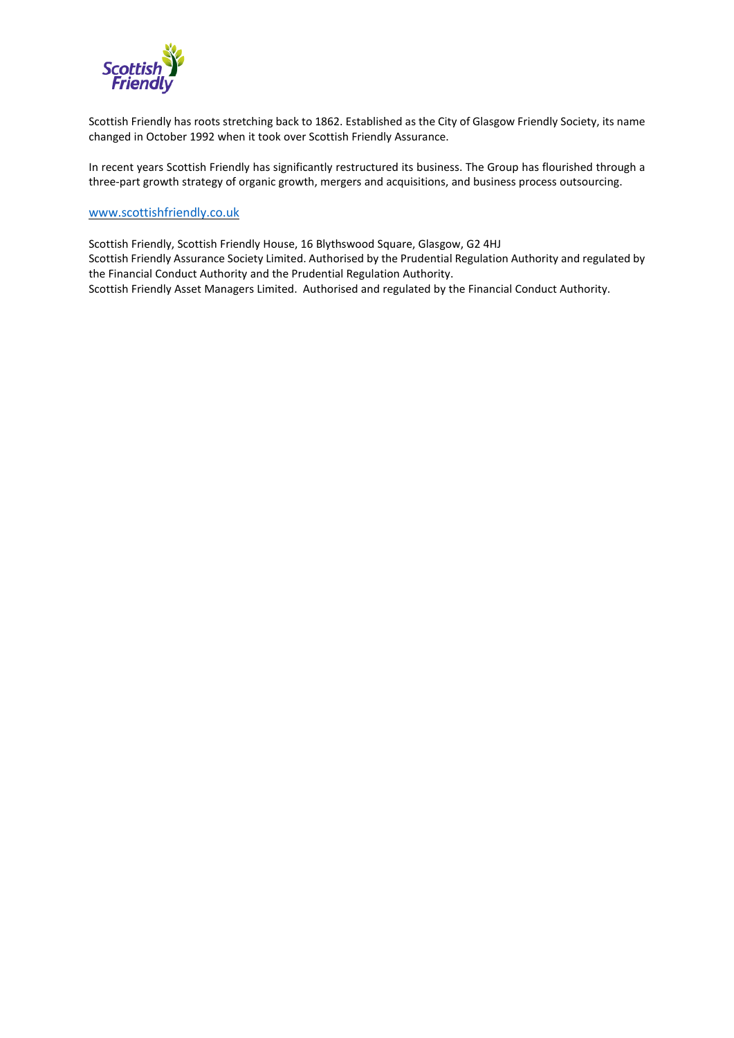Scottish Friendly has roots stretching back to 1862. Established as the City of Glasgow Friendly Society, its name changed in October 1992 when it took over Scottish Friendly Assurance.

In recent years Scottish Friendly has significantly restructured its business. The Group has flourished through a three-part growth strategy of organic growth, mergers and acquisitions, and business process outsourcing.

www.scottishfriendly.co.uk

Scottish Friendly, Scottish Friendly House, 16 Blythswood Square, Glasgow, G2 4HJ
Scottish Friendly Assurance Society Limited. Authorised by the Prudential Regulation Authority and regulated by the Financial Conduct Authority and the Prudential Regulation Authority.
Scottish Friendly Asset Managers Limited. Authorised and regulated by the Financial Conduct Authority.